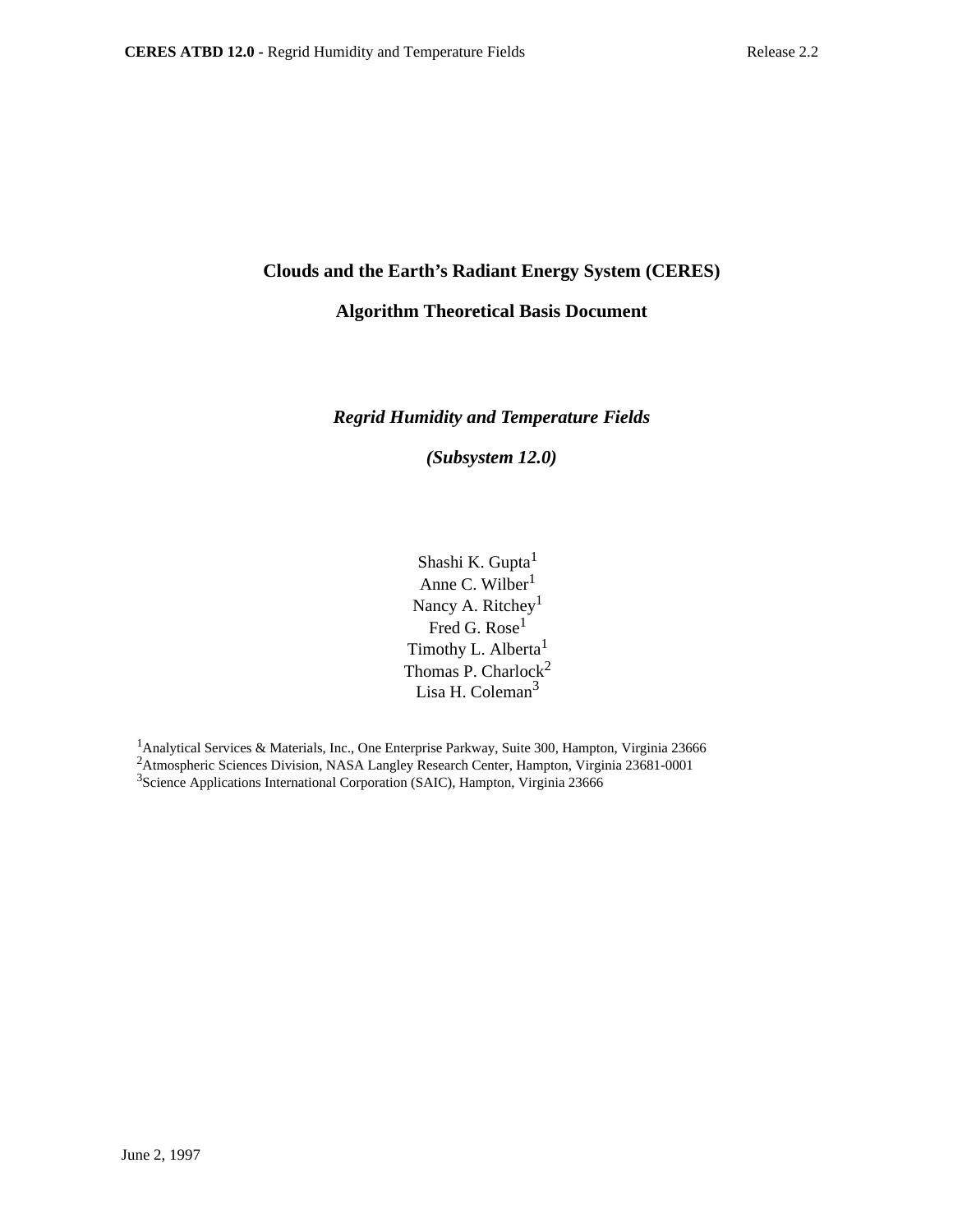# Clouds and the Earth's Radiant Energy System (CERES)

# Algorithm Theoretical Basis Document

## *Regrid Humidity and Temperature Fields*

## *(Subsystem 12.0)*

Shashi K. Gupta[1]
Anne C. Wilber[1]
Nancy A. Ritchey[1]
Fred G. Rose[1]
Timothy L. Alberta[1]
Thomas P. Charlock[2]
Lisa H. Coleman[3]

[1]Analytical Services & Materials, Inc., One Enterprise Parkway, Suite 300, Hampton, Virginia 23666
[2]Atmospheric Sciences Division, NASA Langley Research Center, Hampton, Virginia 23681-0001
[3]Science Applications International Corporation (SAIC), Hampton, Virginia 23666

June 2, 1997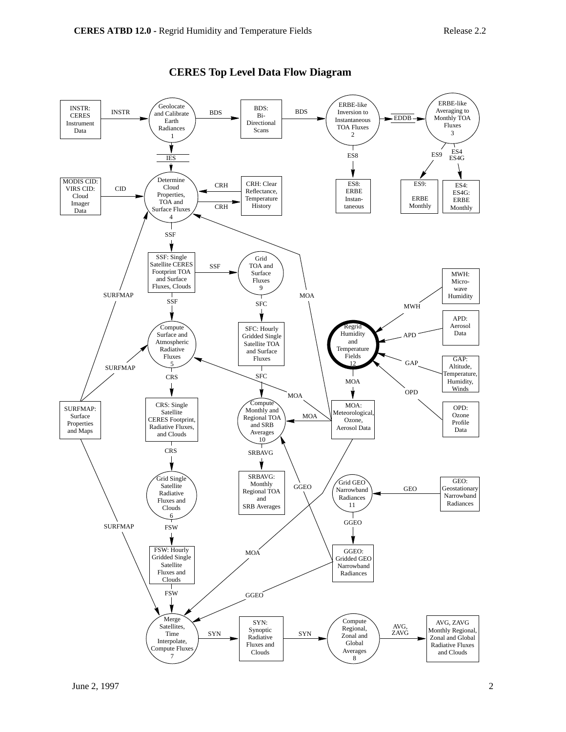# CERES Top Level Data Flow Diagram

INSTR: CERES Instrument Data → INSTR → Geolocate and Calibrate Earth Radiances 1 → BDS → BDS: Bi-Directional Scans → BDS → ERBE-like Inversion to Instantaneous TOA Fluxes 2 → EDDB → ERBE-like Averaging to Monthly TOA Fluxes 3

ERBE-like Inversion to Instantaneous TOA Fluxes 2 → ES8 → ES8: ERBE Instan-taneous

ERBE-like Averaging to Monthly TOA Fluxes 3 → ES9 → ES9: ERBE Monthly

ERBE-like Averaging to Monthly TOA Fluxes 3 → ES4 ES4G → ES4: ES4G: ERBE Monthly

Geolocate and Calibrate Earth Radiances 1 → IES → Determine Cloud Properties, TOA and Surface Fluxes 4

MODIS CID: VIRS CID: Cloud Imager Data → CID → Determine Cloud Properties, TOA and Surface Fluxes 4

CRH: Clear Reflectance, Temperature History ↔ CRH ↔ Determine Cloud Properties, TOA and Surface Fluxes 4

Determine Cloud Properties, TOA and Surface Fluxes 4 → SSF → SSF: Single Satellite CERES Footprint TOA and Surface Fluxes, Clouds

SSF: Single Satellite CERES Footprint TOA and Surface Fluxes, Clouds → SSF → Grid TOA and Surface Fluxes 9 → SFC → SFC: Hourly Gridded Single Satellite TOA and Surface Fluxes → SFC → Compute Monthly and Regional TOA and SRB Averages 10 → SRBAVG → SRBAVG: Monthly Regional TOA and SRB Averages

SSF: Single Satellite CERES Footprint TOA and Surface Fluxes, Clouds → SSF → Compute Surface and Atmospheric Radiative Fluxes 5 → CRS → CRS: Single Satellite CERES Footprint, Radiative Fluxes, and Clouds → CRS → Grid Single Satellite Radiative Fluxes and Clouds 6 → FSW → FSW: Hourly Gridded Single Satellite Fluxes and Clouds → FSW → Merge Satellites, Time Interpolate, Compute Fluxes 7

MWH: Micro-wave Humidity → MWH → Regrid Humidity and Temperature Fields 12

APD: Aerosol Data → APD → Regrid Humidity and Temperature Fields 12

GAP: Altitude, Temperature, Humidity, Winds → GAP → Regrid Humidity and Temperature Fields 12

OPD: Ozone Profile Data → OPD → Regrid Humidity and Temperature Fields 12

Regrid Humidity and Temperature Fields 12 → MOA → MOA: Meteorological, Ozone, Aerosol Data

MOA: Meteorological, Ozone, Aerosol Data → MOA → Determine Cloud Properties, TOA and Surface Fluxes 4; Compute Surface and Atmospheric Radiative Fluxes 5; Compute Monthly and Regional TOA and SRB Averages 10; Merge Satellites, Time Interpolate, Compute Fluxes 7

GEO: Geostationary Narrowband Radiances → GEO → Grid GEO Narrowband Radiances 11 → GGEO → GGEO: Gridded GEO Narrowband Radiances

GGEO: Gridded GEO Narrowband Radiances → GGEO → Compute Monthly and Regional TOA and SRB Averages 10; Merge Satellites, Time Interpolate, Compute Fluxes 7

SURFMAP: Surface Properties and Maps → SURFMAP → Determine Cloud Properties, TOA and Surface Fluxes 4; Compute Surface and Atmospheric Radiative Fluxes 5; Merge Satellites, Time Interpolate, Compute Fluxes 7

Merge Satellites, Time Interpolate, Compute Fluxes 7 → SYN → SYN: Synoptic Radiative Fluxes and Clouds → SYN → Compute Regional, Zonal and Global Averages 8 → AVG, ZAVG → AVG, ZAVG Monthly Regional, Zonal and Global Radiative Fluxes and Clouds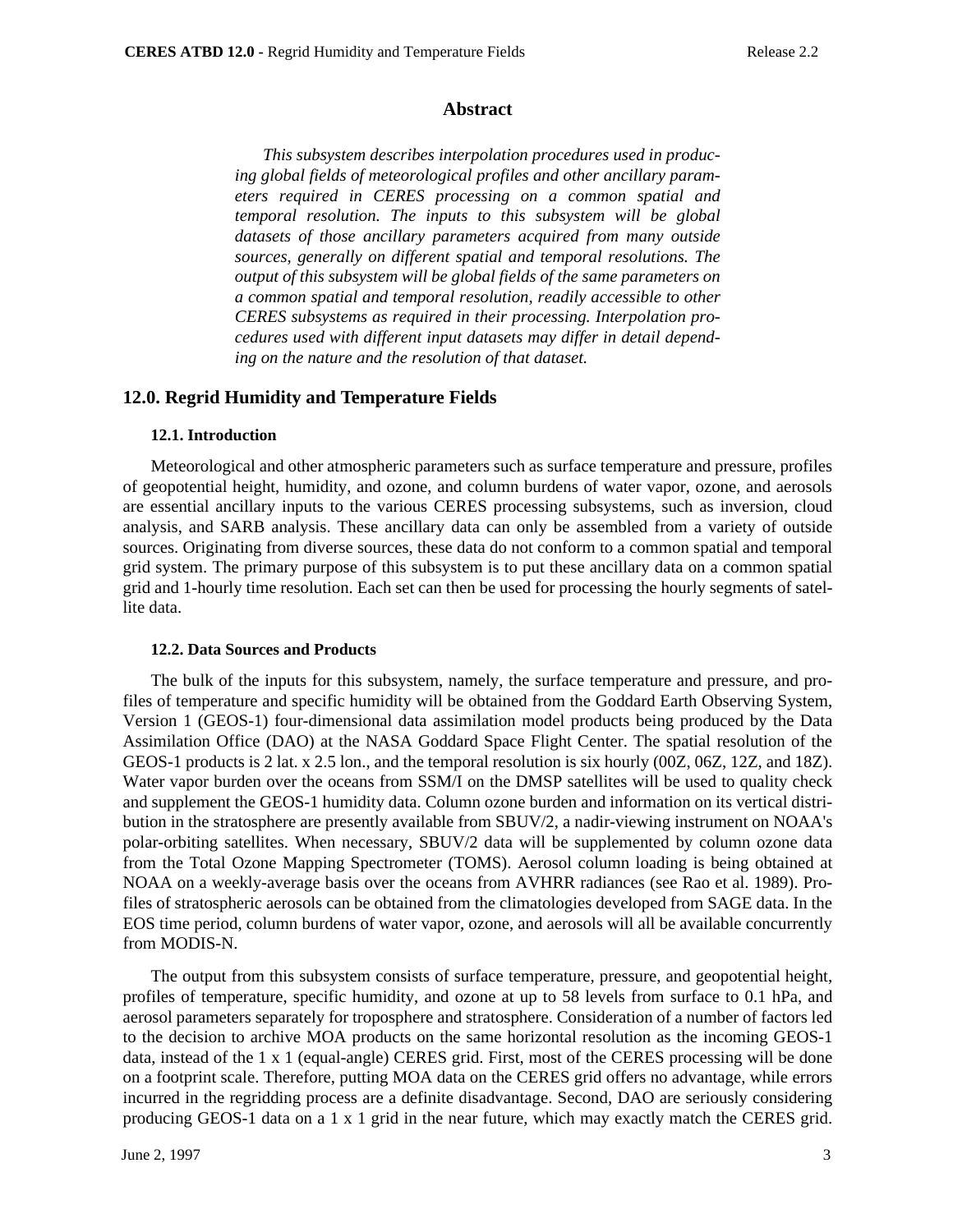## Abstract

*This subsystem describes interpolation procedures used in producing global fields of meteorological profiles and other ancillary parameters required in CERES processing on a common spatial and temporal resolution. The inputs to this subsystem will be global datasets of those ancillary parameters acquired from many outside sources, generally on different spatial and temporal resolutions. The output of this subsystem will be global fields of the same parameters on a common spatial and temporal resolution, readily accessible to other CERES subsystems as required in their processing. Interpolation procedures used with different input datasets may differ in detail depending on the nature and the resolution of that dataset.*

# 12.0. Regrid Humidity and Temperature Fields

### 12.1. Introduction

Meteorological and other atmospheric parameters such as surface temperature and pressure, profiles of geopotential height, humidity, and ozone, and column burdens of water vapor, ozone, and aerosols are essential ancillary inputs to the various CERES processing subsystems, such as inversion, cloud analysis, and SARB analysis. These ancillary data can only be assembled from a variety of outside sources. Originating from diverse sources, these data do not conform to a common spatial and temporal grid system. The primary purpose of this subsystem is to put these ancillary data on a common spatial grid and 1-hourly time resolution. Each set can then be used for processing the hourly segments of satellite data.

### 12.2. Data Sources and Products

The bulk of the inputs for this subsystem, namely, the surface temperature and pressure, and profiles of temperature and specific humidity will be obtained from the Goddard Earth Observing System, Version 1 (GEOS-1) four-dimensional data assimilation model products being produced by the Data Assimilation Office (DAO) at the NASA Goddard Space Flight Center. The spatial resolution of the GEOS-1 products is 2 lat. x 2.5 lon., and the temporal resolution is six hourly (00Z, 06Z, 12Z, and 18Z). Water vapor burden over the oceans from SSM/I on the DMSP satellites will be used to quality check and supplement the GEOS-1 humidity data. Column ozone burden and information on its vertical distribution in the stratosphere are presently available from SBUV/2, a nadir-viewing instrument on NOAA's polar-orbiting satellites. When necessary, SBUV/2 data will be supplemented by column ozone data from the Total Ozone Mapping Spectrometer (TOMS). Aerosol column loading is being obtained at NOAA on a weekly-average basis over the oceans from AVHRR radiances (see Rao et al. 1989). Profiles of stratospheric aerosols can be obtained from the climatologies developed from SAGE data. In the EOS time period, column burdens of water vapor, ozone, and aerosols will all be available concurrently from MODIS-N.

The output from this subsystem consists of surface temperature, pressure, and geopotential height, profiles of temperature, specific humidity, and ozone at up to 58 levels from surface to 0.1 hPa, and aerosol parameters separately for troposphere and stratosphere. Consideration of a number of factors led to the decision to archive MOA products on the same horizontal resolution as the incoming GEOS-1 data, instead of the 1 x 1 (equal-angle) CERES grid. First, most of the CERES processing will be done on a footprint scale. Therefore, putting MOA data on the CERES grid offers no advantage, while errors incurred in the regridding process are a definite disadvantage. Second, DAO are seriously considering producing GEOS-1 data on a 1 x 1 grid in the near future, which may exactly match the CERES grid.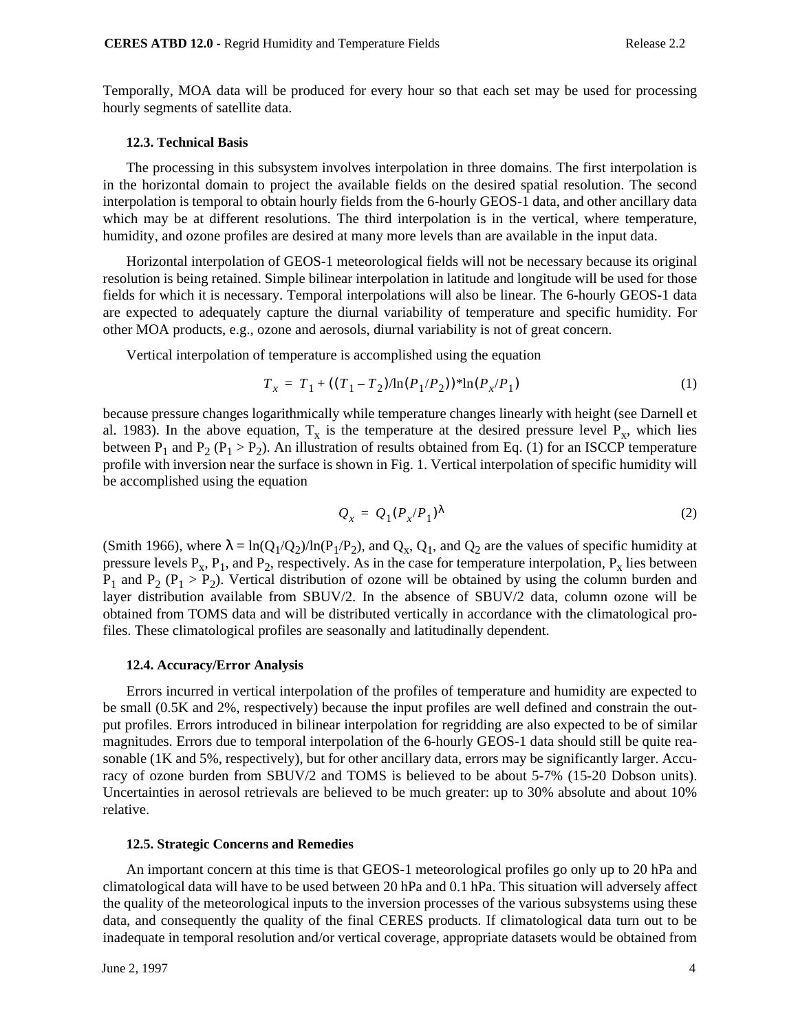Temporally, MOA data will be produced for every hour so that each set may be used for processing hourly segments of satellite data.

### 12.3. Technical Basis

The processing in this subsystem involves interpolation in three domains. The first interpolation is in the horizontal domain to project the available fields on the desired spatial resolution. The second interpolation is temporal to obtain hourly fields from the 6-hourly GEOS-1 data, and other ancillary data which may be at different resolutions. The third interpolation is in the vertical, where temperature, humidity, and ozone profiles are desired at many more levels than are available in the input data.

Horizontal interpolation of GEOS-1 meteorological fields will not be necessary because its original resolution is being retained. Simple bilinear interpolation in latitude and longitude will be used for those fields for which it is necessary. Temporal interpolations will also be linear. The 6-hourly GEOS-1 data are expected to adequately capture the diurnal variability of temperature and specific humidity. For other MOA products, e.g., ozone and aerosols, diurnal variability is not of great concern.

Vertical interpolation of temperature is accomplished using the equation

$$T_x = T_1 + ((T_1 - T_2)/\ln(P_1/P_2)) * \ln(P_x/P_1) \tag{1}$$

because pressure changes logarithmically while temperature changes linearly with height (see Darnell et al. 1983). In the above equation, $T_x$ is the temperature at the desired pressure level $P_x$, which lies between $P_1$ and $P_2$ ($P_1 > P_2$). An illustration of results obtained from Eq. (1) for an ISCCP temperature profile with inversion near the surface is shown in Fig. 1. Vertical interpolation of specific humidity will be accomplished using the equation

$$Q_x = Q_1 (P_x/P_1)^{\lambda} \tag{2}$$

(Smith 1966), where $\lambda = \ln(Q_1/Q_2)/\ln(P_1/P_2)$, and $Q_x$, $Q_1$, and $Q_2$ are the values of specific humidity at pressure levels $P_x$, $P_1$, and $P_2$, respectively. As in the case for temperature interpolation, $P_x$ lies between $P_1$ and $P_2$ ($P_1 > P_2$). Vertical distribution of ozone will be obtained by using the column burden and layer distribution available from SBUV/2. In the absence of SBUV/2 data, column ozone will be obtained from TOMS data and will be distributed vertically in accordance with the climatological profiles. These climatological profiles are seasonally and latitudinally dependent.

### 12.4. Accuracy/Error Analysis

Errors incurred in vertical interpolation of the profiles of temperature and humidity are expected to be small (0.5K and 2%, respectively) because the input profiles are well defined and constrain the output profiles. Errors introduced in bilinear interpolation for regridding are also expected to be of similar magnitudes. Errors due to temporal interpolation of the 6-hourly GEOS-1 data should still be quite reasonable (1K and 5%, respectively), but for other ancillary data, errors may be significantly larger. Accuracy of ozone burden from SBUV/2 and TOMS is believed to be about 5-7% (15-20 Dobson units). Uncertainties in aerosol retrievals are believed to be much greater: up to 30% absolute and about 10% relative.

### 12.5. Strategic Concerns and Remedies

An important concern at this time is that GEOS-1 meteorological profiles go only up to 20 hPa and climatological data will have to be used between 20 hPa and 0.1 hPa. This situation will adversely affect the quality of the meteorological inputs to the inversion processes of the various subsystems using these data, and consequently the quality of the final CERES products. If climatological data turn out to be inadequate in temporal resolution and/or vertical coverage, appropriate datasets would be obtained from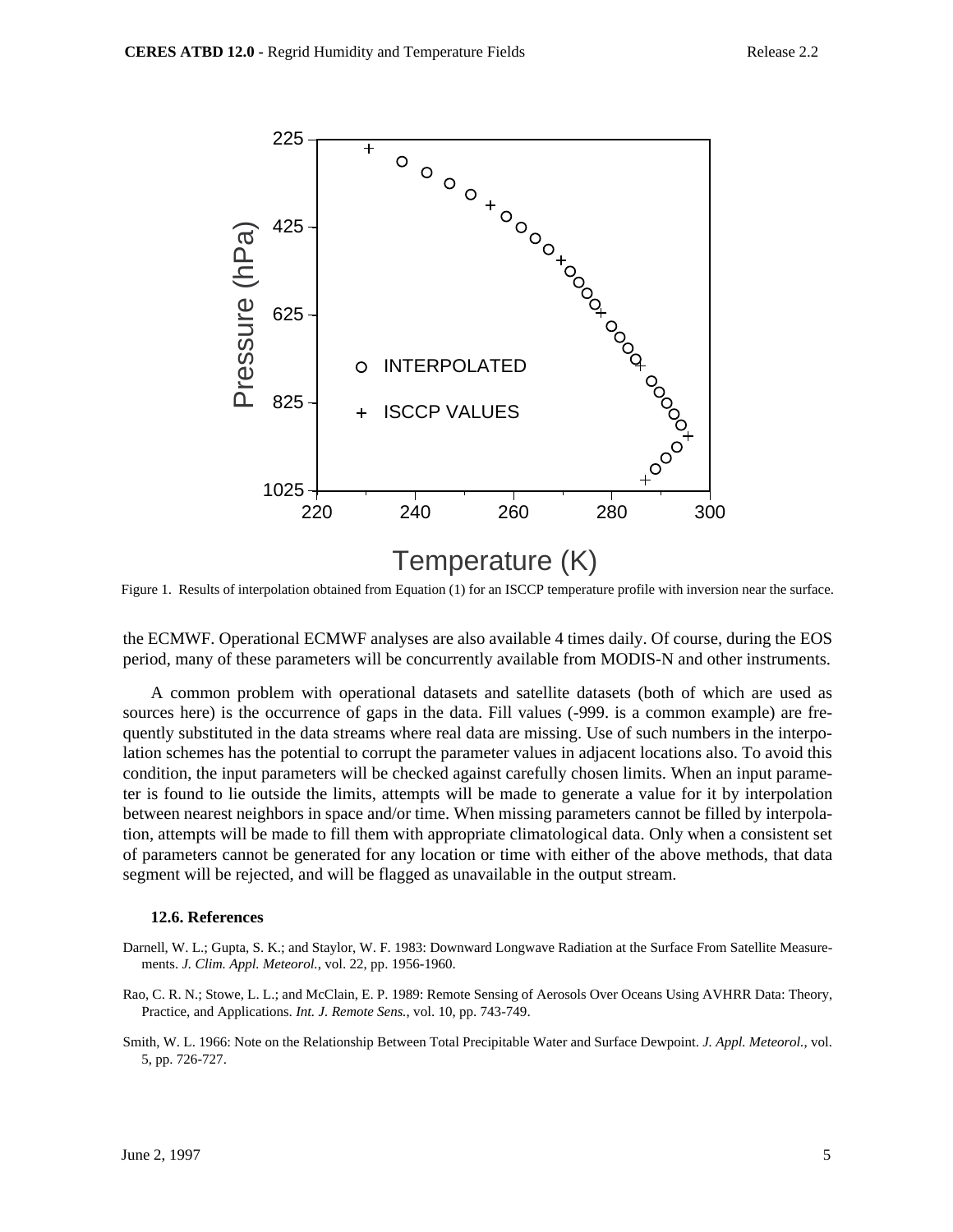Figure 1. Results of interpolation obtained from Equation (1) for an ISCCP temperature profile with inversion near the surface.

the ECMWF. Operational ECMWF analyses are also available 4 times daily. Of course, during the EOS period, many of these parameters will be concurrently available from MODIS-N and other instruments.

A common problem with operational datasets and satellite datasets (both of which are used as sources here) is the occurrence of gaps in the data. Fill values (-999. is a common example) are frequently substituted in the data streams where real data are missing. Use of such numbers in the interpolation schemes has the potential to corrupt the parameter values in adjacent locations also. To avoid this condition, the input parameters will be checked against carefully chosen limits. When an input parameter is found to lie outside the limits, attempts will be made to generate a value for it by interpolation between nearest neighbors in space and/or time. When missing parameters cannot be filled by interpolation, attempts will be made to fill them with appropriate climatological data. Only when a consistent set of parameters cannot be generated for any location or time with either of the above methods, that data segment will be rejected, and will be flagged as unavailable in the output stream.

### 12.6. References

Darnell, W. L.; Gupta, S. K.; and Staylor, W. F. 1983: Downward Longwave Radiation at the Surface From Satellite Measurements. *J. Clim. Appl. Meteorol.*, vol. 22, pp. 1956-1960.

Rao, C. R. N.; Stowe, L. L.; and McClain, E. P. 1989: Remote Sensing of Aerosols Over Oceans Using AVHRR Data: Theory, Practice, and Applications. *Int. J. Remote Sens.*, vol. 10, pp. 743-749.

Smith, W. L. 1966: Note on the Relationship Between Total Precipitable Water and Surface Dewpoint. *J. Appl. Meteorol.*, vol. 5, pp. 726-727.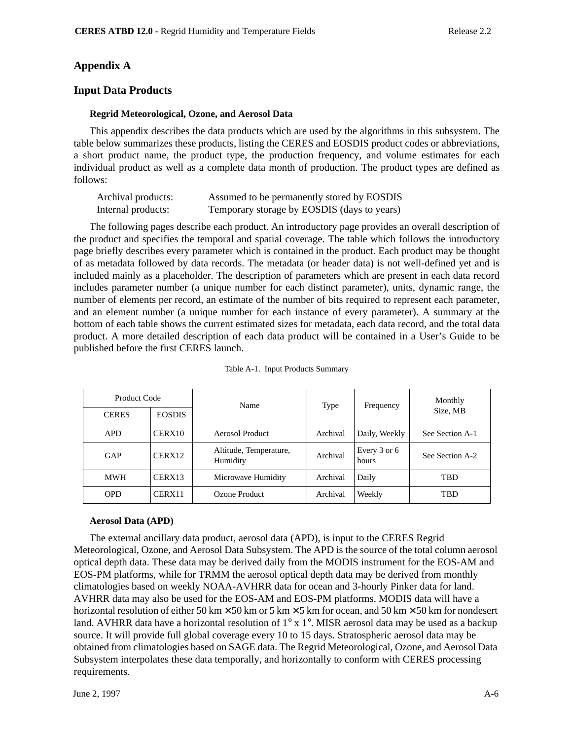## Appendix A

## Input Data Products

### Regrid Meteorological, Ozone, and Aerosol Data

This appendix describes the data products which are used by the algorithms in this subsystem. The table below summarizes these products, listing the CERES and EOSDIS product codes or abbreviations, a short product name, the product type, the production frequency, and volume estimates for each individual product as well as a complete data month of production. The product types are defined as follows:

| | |
|---|---|
| Archival products: | Assumed to be permanently stored by EOSDIS |
| Internal products: | Temporary storage by EOSDIS (days to years) |

The following pages describe each product. An introductory page provides an overall description of the product and specifies the temporal and spatial coverage. The table which follows the introductory page briefly describes every parameter which is contained in the product. Each product may be thought of as metadata followed by data records. The metadata (or header data) is not well-defined yet and is included mainly as a placeholder. The description of parameters which are present in each data record includes parameter number (a unique number for each distinct parameter), units, dynamic range, the number of elements per record, an estimate of the number of bits required to represent each parameter, and an element number (a unique number for each instance of every parameter). A summary at the bottom of each table shows the current estimated sizes for metadata, each data record, and the total data product. A more detailed description of each data product will be contained in a User's Guide to be published before the first CERES launch.

Table A-1. Input Products Summary

| Product Code | | Name | Type | Frequency | Monthly Size, MB |
|---|---|---|---|---|---|
| CERES | EOSDIS | | | | |
| APD | CERX10 | Aerosol Product | Archival | Daily, Weekly | See Section A-1 |
| GAP | CERX12 | Altitude, Temperature, Humidity | Archival | Every 3 or 6 hours | See Section A-2 |
| MWH | CERX13 | Microwave Humidity | Archival | Daily | TBD |
| OPD | CERX11 | Ozone Product | Archival | Weekly | TBD |

### Aerosol Data (APD)

The external ancillary data product, aerosol data (APD), is input to the CERES Regrid Meteorological, Ozone, and Aerosol Data Subsystem. The APD is the source of the total column aerosol optical depth data. These data may be derived daily from the MODIS instrument for the EOS-AM and EOS-PM platforms, while for TRMM the aerosol optical depth data may be derived from monthly climatologies based on weekly NOAA-AVHRR data for ocean and 3-hourly Pinker data for land. AVHRR data may also be used for the EOS-AM and EOS-PM platforms. MODIS data will have a horizontal resolution of either 50 km × 50 km or 5 km × 5 km for ocean, and 50 km × 50 km for nondesert land. AVHRR data have a horizontal resolution of 1° x 1°. MISR aerosol data may be used as a backup source. It will provide full global coverage every 10 to 15 days. Stratospheric aerosol data may be obtained from climatologies based on SAGE data. The Regrid Meteorological, Ozone, and Aerosol Data Subsystem interpolates these data temporally, and horizontally to conform with CERES processing requirements.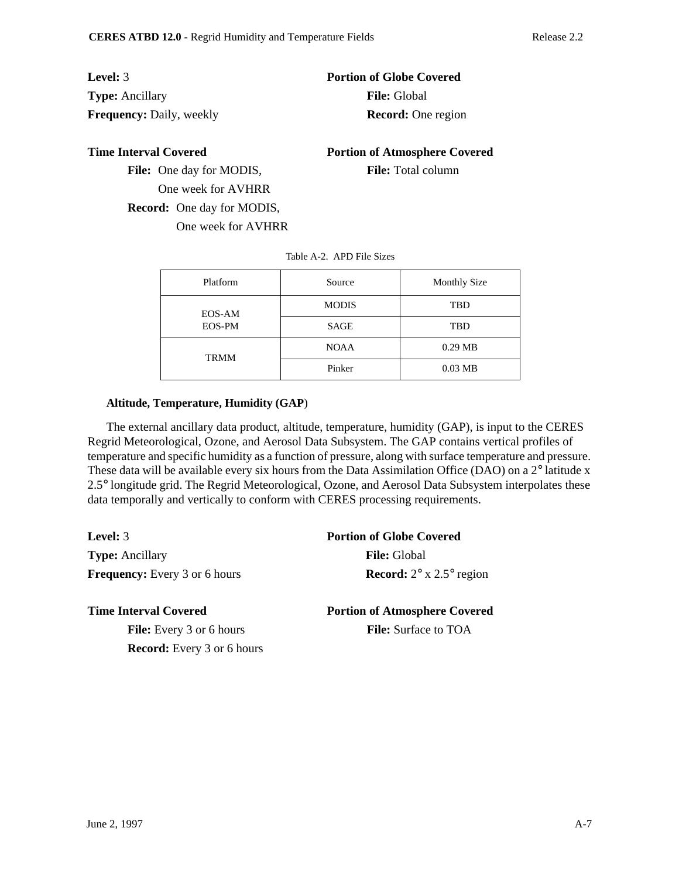**Level:** 3
**Type:** Ancillary
**Frequency:** Daily, weekly

**Portion of Globe Covered**
**File:** Global
**Record:** One region

**Time Interval Covered**
**File:** One day for MODIS, One week for AVHRR
**Record:** One day for MODIS, One week for AVHRR

**Portion of Atmosphere Covered**
**File:** Total column

Table A-2. APD File Sizes

| Platform | Source | Monthly Size |
|---|---|---|
| EOS-AM EOS-PM | MODIS | TBD |
| | SAGE | TBD |
| TRMM | NOAA | 0.29 MB |
| | Pinker | 0.03 MB |

**Altitude, Temperature, Humidity (GAP**)

The external ancillary data product, altitude, temperature, humidity (GAP), is input to the CERES Regrid Meteorological, Ozone, and Aerosol Data Subsystem. The GAP contains vertical profiles of temperature and specific humidity as a function of pressure, along with surface temperature and pressure. These data will be available every six hours from the Data Assimilation Office (DAO) on a 2° latitude x 2.5° longitude grid. The Regrid Meteorological, Ozone, and Aerosol Data Subsystem interpolates these data temporally and vertically to conform with CERES processing requirements.

**Level:** 3
**Type:** Ancillary
**Frequency:** Every 3 or 6 hours

**Portion of Globe Covered**
**File:** Global
**Record:** 2° x 2.5° region

**Time Interval Covered**
**File:** Every 3 or 6 hours
**Record:** Every 3 or 6 hours

**Portion of Atmosphere Covered**
**File:** Surface to TOA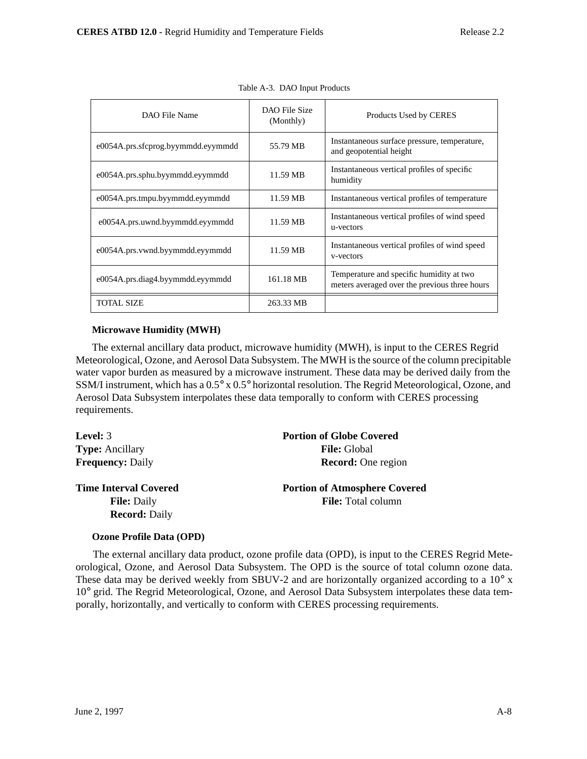Table A-3. DAO Input Products

| DAO File Name | DAO File Size (Monthly) | Products Used by CERES |
|---|---|---|
| e0054A.prs.sfcprog.byymmdd.eyymmdd | 55.79 MB | Instantaneous surface pressure, temperature, and geopotential height |
| e0054A.prs.sphu.byymmdd.eyymmdd | 11.59 MB | Instantaneous vertical profiles of specific humidity |
| e0054A.prs.tmpu.byymmdd.eyymmdd | 11.59 MB | Instantaneous vertical profiles of temperature |
| e0054A.prs.uwnd.byymmdd.eyymmdd | 11.59 MB | Instantaneous vertical profiles of wind speed u-vectors |
| e0054A.prs.vwnd.byymmdd.eyymmdd | 11.59 MB | Instantaneous vertical profiles of wind speed v-vectors |
| e0054A.prs.diag4.byymmdd.eyymmdd | 161.18 MB | Temperature and specific humidity at two meters averaged over the previous three hours |
| TOTAL SIZE | 263.33 MB | |

#### Microwave Humidity (MWH)

The external ancillary data product, microwave humidity (MWH), is input to the CERES Regrid Meteorological, Ozone, and Aerosol Data Subsystem. The MWH is the source of the column precipitable water vapor burden as measured by a microwave instrument. These data may be derived daily from the SSM/I instrument, which has a 0.5° x 0.5° horizontal resolution. The Regrid Meteorological, Ozone, and Aerosol Data Subsystem interpolates these data temporally to conform with CERES processing requirements.

**Level:** 3
**Type:** Ancillary
**Frequency:** Daily

**Portion of Globe Covered**
- **File:** Global
- **Record:** One region

**Time Interval Covered**
- **File:** Daily
- **Record:** Daily

**Portion of Atmosphere Covered**
- **File:** Total column

#### Ozone Profile Data (OPD)

The external ancillary data product, ozone profile data (OPD), is input to the CERES Regrid Meteorological, Ozone, and Aerosol Data Subsystem. The OPD is the source of total column ozone data. These data may be derived weekly from SBUV-2 and are horizontally organized according to a 10° x 10° grid. The Regrid Meteorological, Ozone, and Aerosol Data Subsystem interpolates these data temporally, horizontally, and vertically to conform with CERES processing requirements.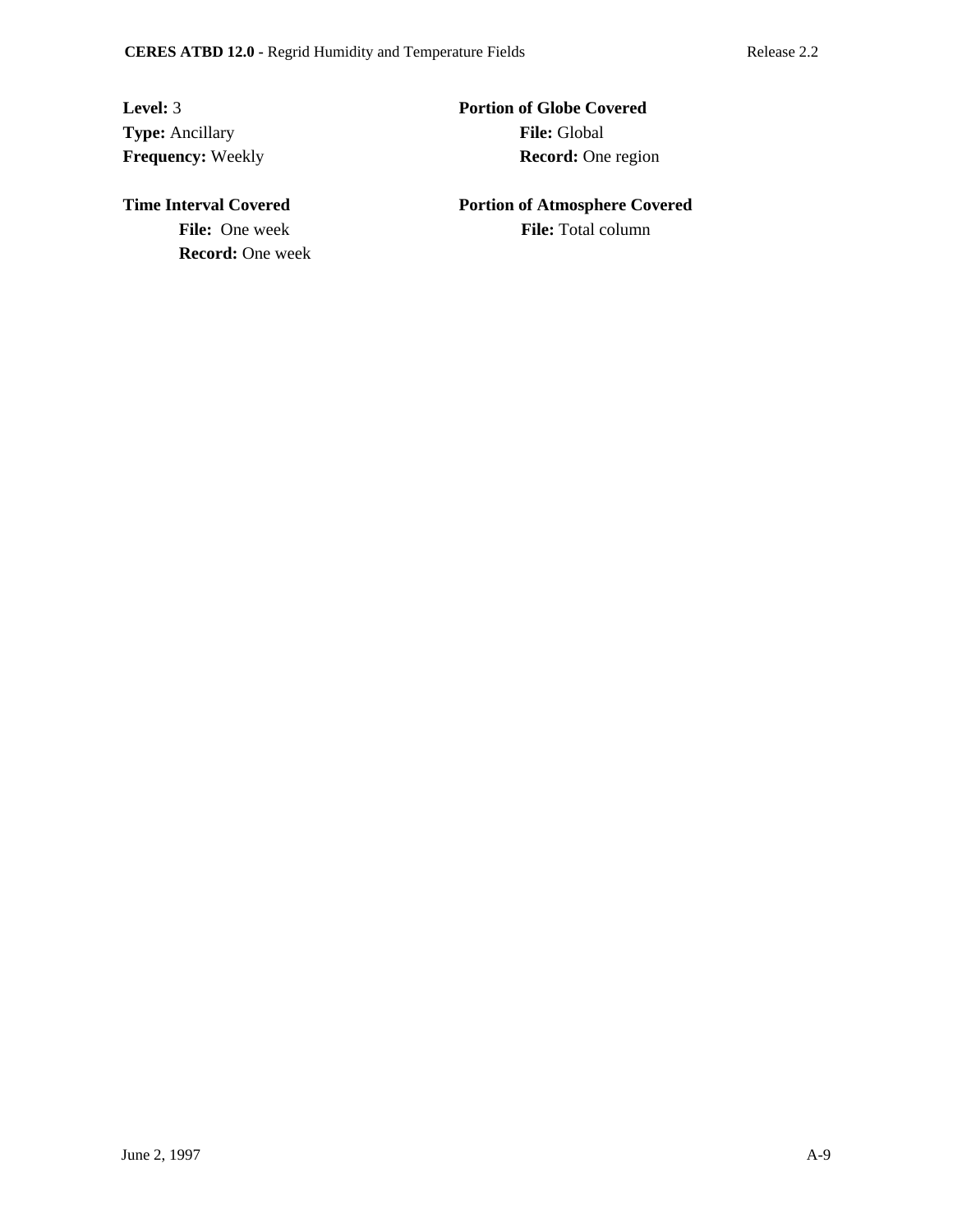**Level:** 3

**Type:** Ancillary

**Frequency:** Weekly

**Time Interval Covered**

**File:** One week

**Record:** One week

**Portion of Globe Covered**

**File:** Global

**Record:** One region

**Portion of Atmosphere Covered**

**File:** Total column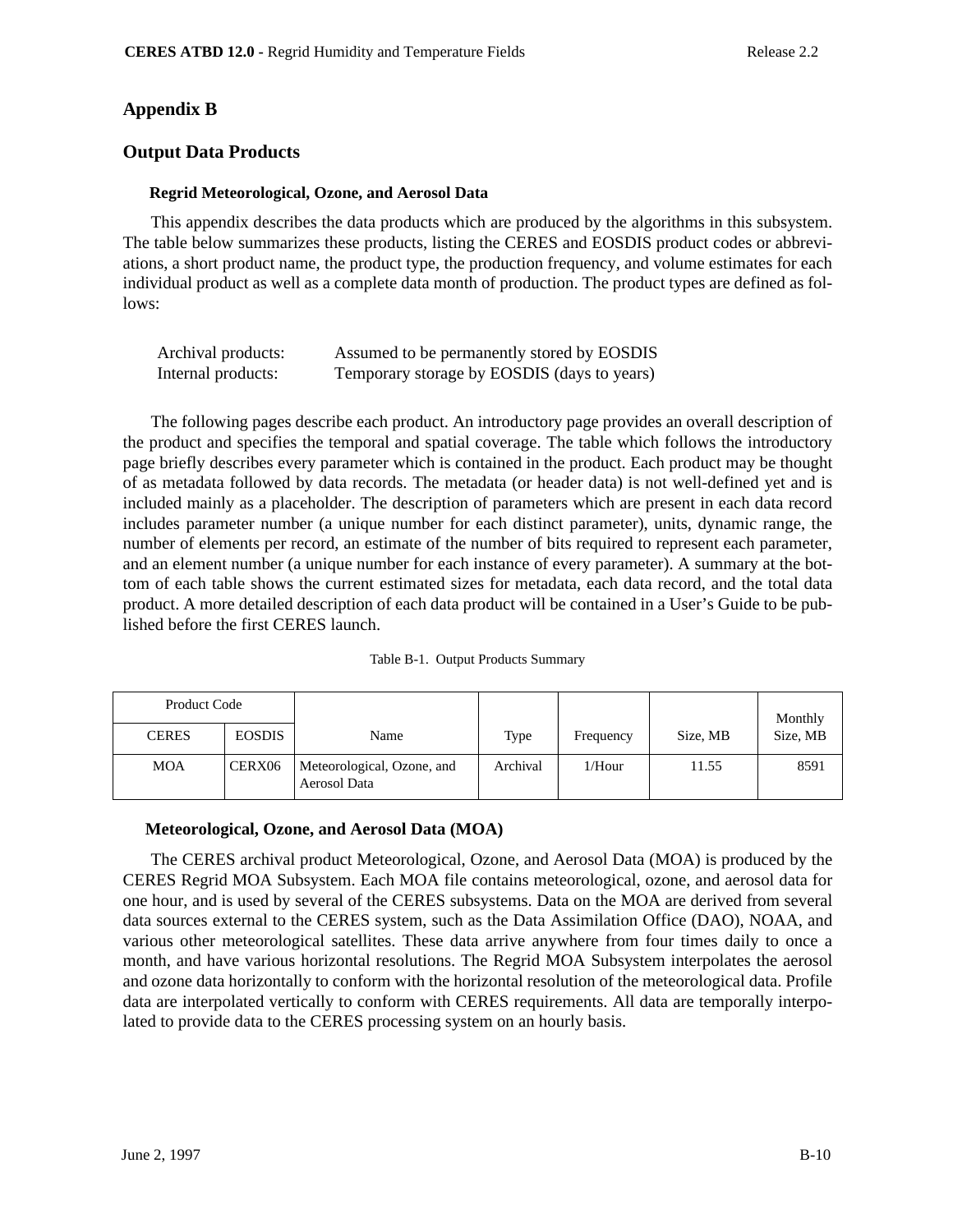## Appendix B

## Output Data Products

### Regrid Meteorological, Ozone, and Aerosol Data

This appendix describes the data products which are produced by the algorithms in this subsystem. The table below summarizes these products, listing the CERES and EOSDIS product codes or abbreviations, a short product name, the product type, the production frequency, and volume estimates for each individual product as well as a complete data month of production. The product types are defined as follows:

| | |
|---|---|
| Archival products: | Assumed to be permanently stored by EOSDIS |
| Internal products: | Temporary storage by EOSDIS (days to years) |

The following pages describe each product. An introductory page provides an overall description of the product and specifies the temporal and spatial coverage. The table which follows the introductory page briefly describes every parameter which is contained in the product. Each product may be thought of as metadata followed by data records. The metadata (or header data) is not well-defined yet and is included mainly as a placeholder. The description of parameters which are present in each data record includes parameter number (a unique number for each distinct parameter), units, dynamic range, the number of elements per record, an estimate of the number of bits required to represent each parameter, and an element number (a unique number for each instance of every parameter). A summary at the bottom of each table shows the current estimated sizes for metadata, each data record, and the total data product. A more detailed description of each data product will be contained in a User's Guide to be published before the first CERES launch.

Table B-1. Output Products Summary

| Product Code | | Name | Type | Frequency | Size, MB | Monthly Size, MB |
|---|---|---|---|---|---|---|
| CERES | EOSDIS | | | | | |
| MOA | CERX06 | Meteorological, Ozone, and Aerosol Data | Archival | 1/Hour | 11.55 | 8591 |

### Meteorological, Ozone, and Aerosol Data (MOA)

The CERES archival product Meteorological, Ozone, and Aerosol Data (MOA) is produced by the CERES Regrid MOA Subsystem. Each MOA file contains meteorological, ozone, and aerosol data for one hour, and is used by several of the CERES subsystems. Data on the MOA are derived from several data sources external to the CERES system, such as the Data Assimilation Office (DAO), NOAA, and various other meteorological satellites. These data arrive anywhere from four times daily to once a month, and have various horizontal resolutions. The Regrid MOA Subsystem interpolates the aerosol and ozone data horizontally to conform with the horizontal resolution of the meteorological data. Profile data are interpolated vertically to conform with CERES requirements. All data are temporally interpolated to provide data to the CERES processing system on an hourly basis.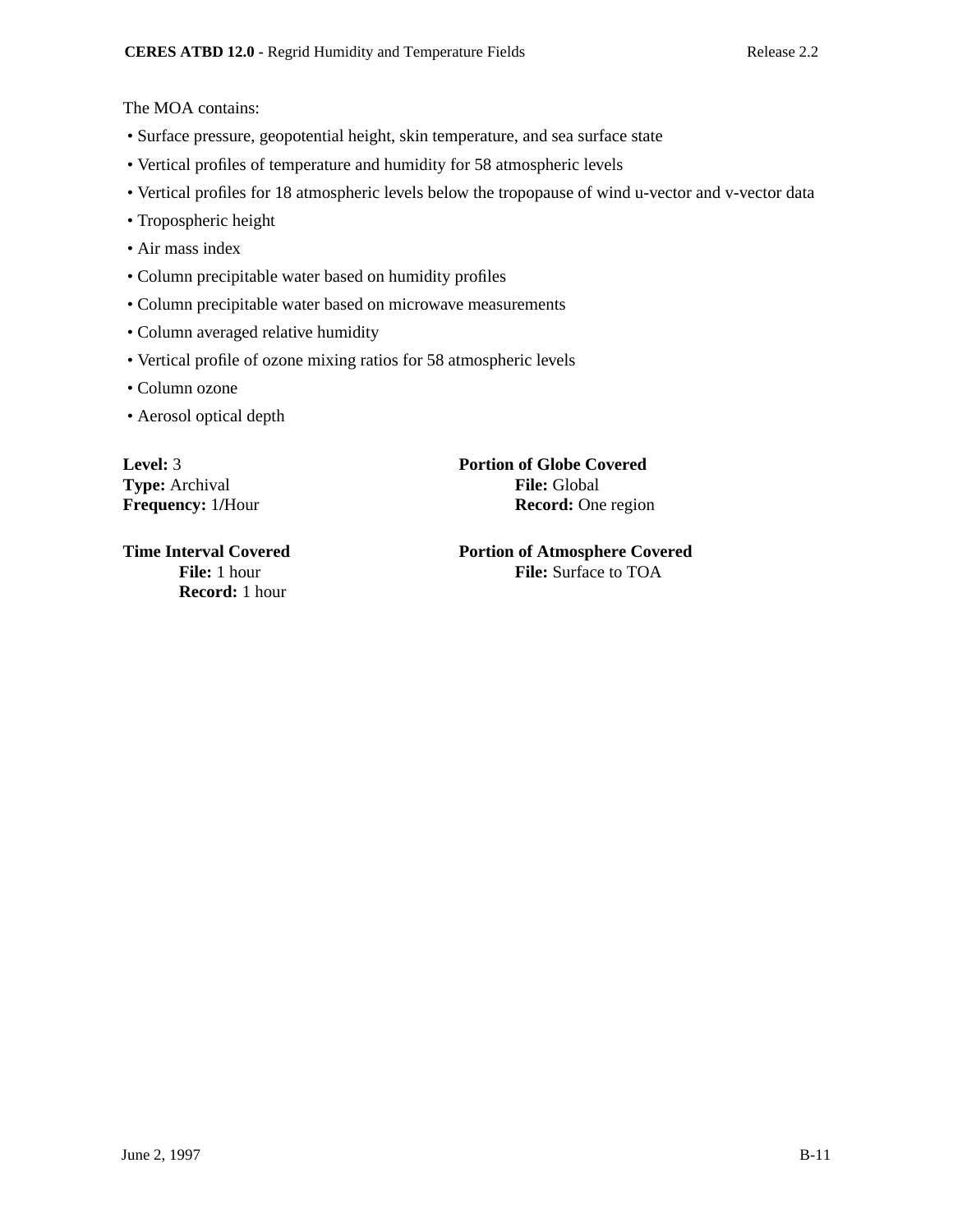The MOA contains:

- Surface pressure, geopotential height, skin temperature, and sea surface state
- Vertical profiles of temperature and humidity for 58 atmospheric levels
- Vertical profiles for 18 atmospheric levels below the tropopause of wind u-vector and v-vector data
- Tropospheric height
- Air mass index
- Column precipitable water based on humidity profiles
- Column precipitable water based on microwave measurements
- Column averaged relative humidity
- Vertical profile of ozone mixing ratios for 58 atmospheric levels
- Column ozone
- Aerosol optical depth

**Level:** 3
**Type:** Archival
**Frequency:** 1/Hour

**Portion of Globe Covered**
**File:** Global
**Record:** One region

**Time Interval Covered**
**File:** 1 hour
**Record:** 1 hour

**Portion of Atmosphere Covered**
**File:** Surface to TOA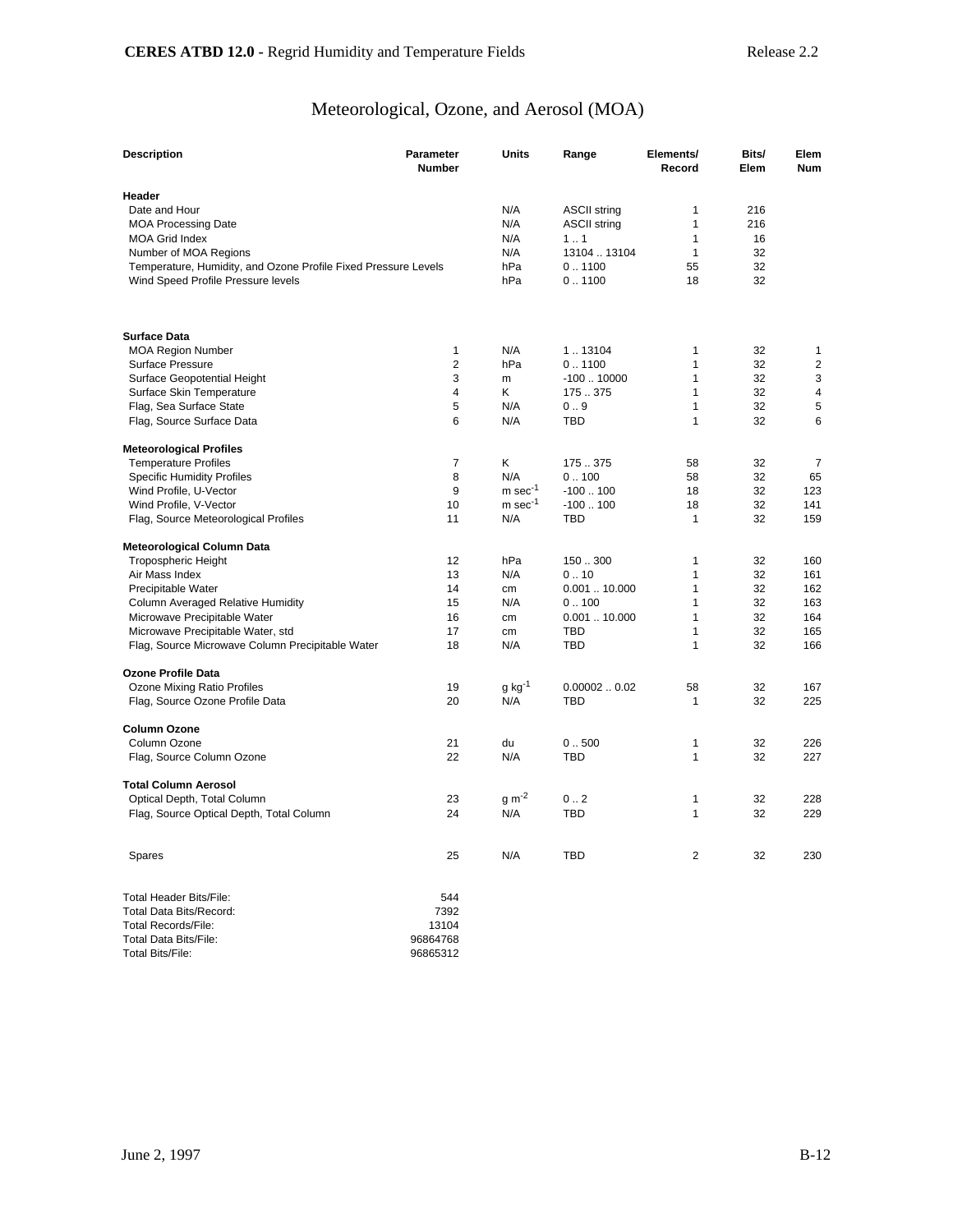# Meteorological, Ozone, and Aerosol (MOA)

| Description | Parameter Number | Units | Range | Elements/ Record | Bits/ Elem | Elem Num |
|---|---|---|---|---|---|---|
| **Header** | | | | | | |
| Date and Hour | | N/A | ASCII string | 1 | 216 | |
| MOA Processing Date | | N/A | ASCII string | 1 | 216 | |
| MOA Grid Index | | N/A | 1 .. 1 | 1 | 16 | |
| Number of MOA Regions | | N/A | 13104 .. 13104 | 1 | 32 | |
| Temperature, Humidity, and Ozone Profile Fixed Pressure Levels | | hPa | 0 .. 1100 | 55 | 32 | |
| Wind Speed Profile Pressure levels | | hPa | 0 .. 1100 | 18 | 32 | |
| **Surface Data** | | | | | | |
| MOA Region Number | 1 | N/A | 1 .. 13104 | 1 | 32 | 1 |
| Surface Pressure | 2 | hPa | 0 .. 1100 | 1 | 32 | 2 |
| Surface Geopotential Height | 3 | m | -100 .. 10000 | 1 | 32 | 3 |
| Surface Skin Temperature | 4 | K | 175 .. 375 | 1 | 32 | 4 |
| Flag, Sea Surface State | 5 | N/A | 0 .. 9 | 1 | 32 | 5 |
| Flag, Source Surface Data | 6 | N/A | TBD | 1 | 32 | 6 |
| **Meteorological Profiles** | | | | | | |
| Temperature Profiles | 7 | K | 175 .. 375 | 58 | 32 | 7 |
| Specific Humidity Profiles | 8 | N/A | 0 .. 100 | 58 | 32 | 65 |
| Wind Profile, U-Vector | 9 | m $sec^{-1}$ | -100 .. 100 | 18 | 32 | 123 |
| Wind Profile, V-Vector | 10 | m $sec^{-1}$ | -100 .. 100 | 18 | 32 | 141 |
| Flag, Source Meteorological Profiles | 11 | N/A | TBD | 1 | 32 | 159 |
| **Meteorological Column Data** | | | | | | |
| Tropospheric Height | 12 | hPa | 150 .. 300 | 1 | 32 | 160 |
| Air Mass Index | 13 | N/A | 0 .. 10 | 1 | 32 | 161 |
| Precipitable Water | 14 | cm | 0.001 .. 10.000 | 1 | 32 | 162 |
| Column Averaged Relative Humidity | 15 | N/A | 0 .. 100 | 1 | 32 | 163 |
| Microwave Precipitable Water | 16 | cm | 0.001 .. 10.000 | 1 | 32 | 164 |
| Microwave Precipitable Water, std | 17 | cm | TBD | 1 | 32 | 165 |
| Flag, Source Microwave Column Precipitable Water | 18 | N/A | TBD | 1 | 32 | 166 |
| **Ozone Profile Data** | | | | | | |
| Ozone Mixing Ratio Profiles | 19 | g $kg^{-1}$ | 0.00002 .. 0.02 | 58 | 32 | 167 |
| Flag, Source Ozone Profile Data | 20 | N/A | TBD | 1 | 32 | 225 |
| **Column Ozone** | | | | | | |
| Column Ozone | 21 | du | 0 .. 500 | 1 | 32 | 226 |
| Flag, Source Column Ozone | 22 | N/A | TBD | 1 | 32 | 227 |
| **Total Column Aerosol** | | | | | | |
| Optical Depth, Total Column | 23 | g $m^{-2}$ | 0 .. 2 | 1 | 32 | 228 |
| Flag, Source Optical Depth, Total Column | 24 | N/A | TBD | 1 | 32 | 229 |
| Spares | 25 | N/A | TBD | 2 | 32 | 230 |

| | |
|---|---|
| Total Header Bits/File: | 544 |
| Total Data Bits/Record: | 7392 |
| Total Records/File: | 13104 |
| Total Data Bits/File: | 96864768 |
| Total Bits/File: | 96865312 |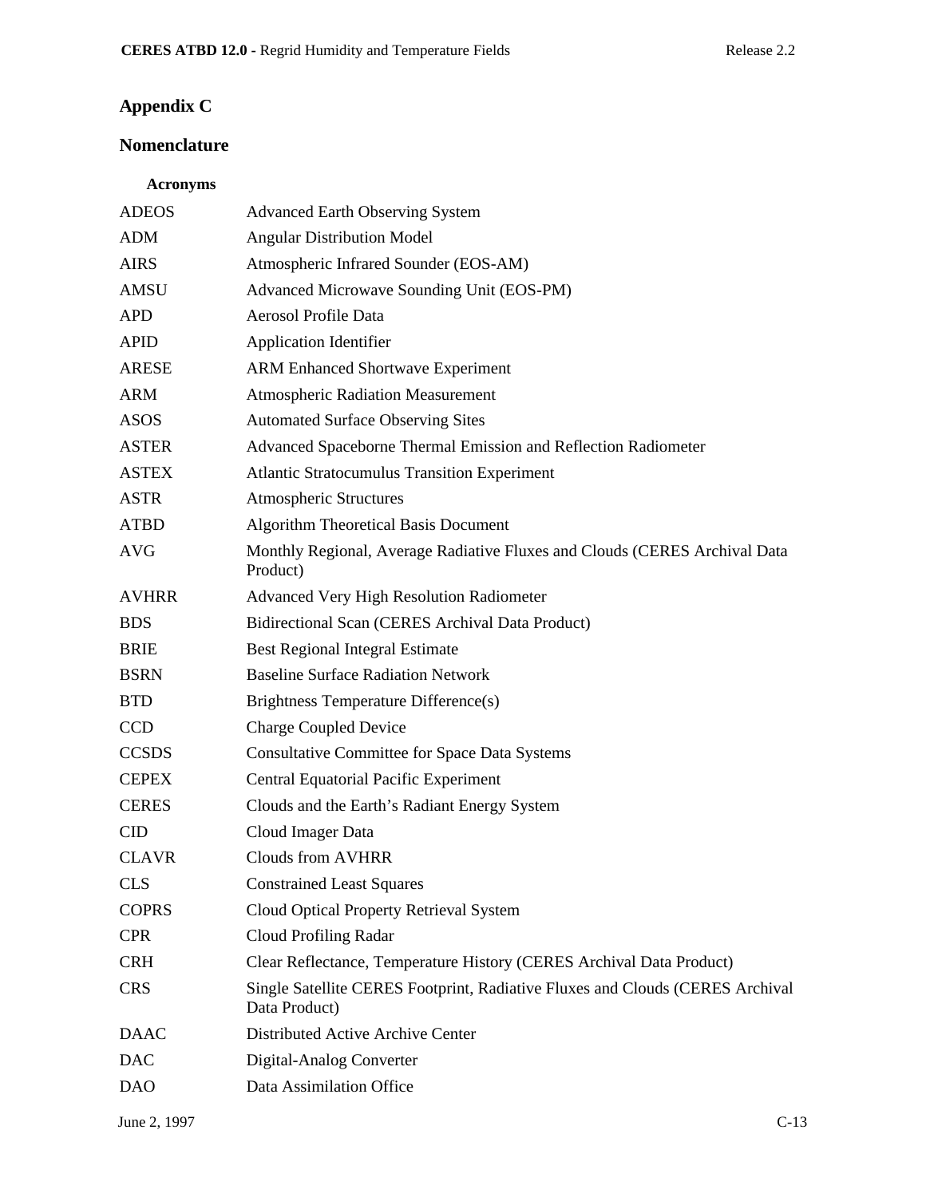# Appendix C

## Nomenclature

### Acronyms

| | |
|---|---|
| ADEOS | Advanced Earth Observing System |
| ADM | Angular Distribution Model |
| AIRS | Atmospheric Infrared Sounder (EOS-AM) |
| AMSU | Advanced Microwave Sounding Unit (EOS-PM) |
| APD | Aerosol Profile Data |
| APID | Application Identifier |
| ARESE | ARM Enhanced Shortwave Experiment |
| ARM | Atmospheric Radiation Measurement |
| ASOS | Automated Surface Observing Sites |
| ASTER | Advanced Spaceborne Thermal Emission and Reflection Radiometer |
| ASTEX | Atlantic Stratocumulus Transition Experiment |
| ASTR | Atmospheric Structures |
| ATBD | Algorithm Theoretical Basis Document |
| AVG | Monthly Regional, Average Radiative Fluxes and Clouds (CERES Archival Data Product) |
| AVHRR | Advanced Very High Resolution Radiometer |
| BDS | Bidirectional Scan (CERES Archival Data Product) |
| BRIE | Best Regional Integral Estimate |
| BSRN | Baseline Surface Radiation Network |
| BTD | Brightness Temperature Difference(s) |
| CCD | Charge Coupled Device |
| CCSDS | Consultative Committee for Space Data Systems |
| CEPEX | Central Equatorial Pacific Experiment |
| CERES | Clouds and the Earth's Radiant Energy System |
| CID | Cloud Imager Data |
| CLAVR | Clouds from AVHRR |
| CLS | Constrained Least Squares |
| COPRS | Cloud Optical Property Retrieval System |
| CPR | Cloud Profiling Radar |
| CRH | Clear Reflectance, Temperature History (CERES Archival Data Product) |
| CRS | Single Satellite CERES Footprint, Radiative Fluxes and Clouds (CERES Archival Data Product) |
| DAAC | Distributed Active Archive Center |
| DAC | Digital-Analog Converter |
| DAO | Data Assimilation Office |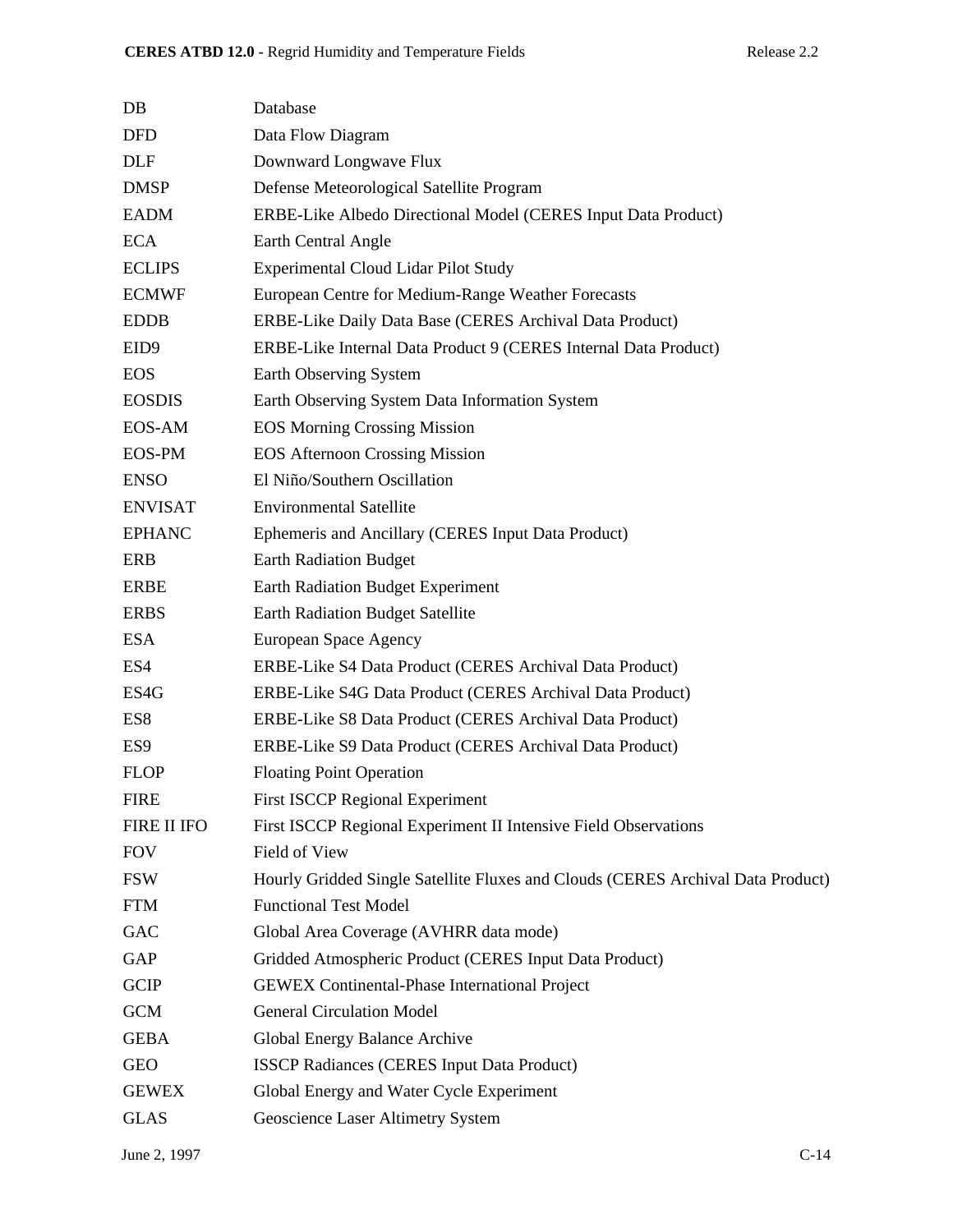| | |
|---|---|
| DB | Database |
| DFD | Data Flow Diagram |
| DLF | Downward Longwave Flux |
| DMSP | Defense Meteorological Satellite Program |
| EADM | ERBE-Like Albedo Directional Model (CERES Input Data Product) |
| ECA | Earth Central Angle |
| ECLIPS | Experimental Cloud Lidar Pilot Study |
| ECMWF | European Centre for Medium-Range Weather Forecasts |
| EDDB | ERBE-Like Daily Data Base (CERES Archival Data Product) |
| EID9 | ERBE-Like Internal Data Product 9 (CERES Internal Data Product) |
| EOS | Earth Observing System |
| EOSDIS | Earth Observing System Data Information System |
| EOS-AM | EOS Morning Crossing Mission |
| EOS-PM | EOS Afternoon Crossing Mission |
| ENSO | El Niño/Southern Oscillation |
| ENVISAT | Environmental Satellite |
| EPHANC | Ephemeris and Ancillary (CERES Input Data Product) |
| ERB | Earth Radiation Budget |
| ERBE | Earth Radiation Budget Experiment |
| ERBS | Earth Radiation Budget Satellite |
| ESA | European Space Agency |
| ES4 | ERBE-Like S4 Data Product (CERES Archival Data Product) |
| ES4G | ERBE-Like S4G Data Product (CERES Archival Data Product) |
| ES8 | ERBE-Like S8 Data Product (CERES Archival Data Product) |
| ES9 | ERBE-Like S9 Data Product (CERES Archival Data Product) |
| FLOP | Floating Point Operation |
| FIRE | First ISCCP Regional Experiment |
| FIRE II IFO | First ISCCP Regional Experiment II Intensive Field Observations |
| FOV | Field of View |
| FSW | Hourly Gridded Single Satellite Fluxes and Clouds (CERES Archival Data Product) |
| FTM | Functional Test Model |
| GAC | Global Area Coverage (AVHRR data mode) |
| GAP | Gridded Atmospheric Product (CERES Input Data Product) |
| GCIP | GEWEX Continental-Phase International Project |
| GCM | General Circulation Model |
| GEBA | Global Energy Balance Archive |
| GEO | ISSCP Radiances (CERES Input Data Product) |
| GEWEX | Global Energy and Water Cycle Experiment |
| GLAS | Geoscience Laser Altimetry System |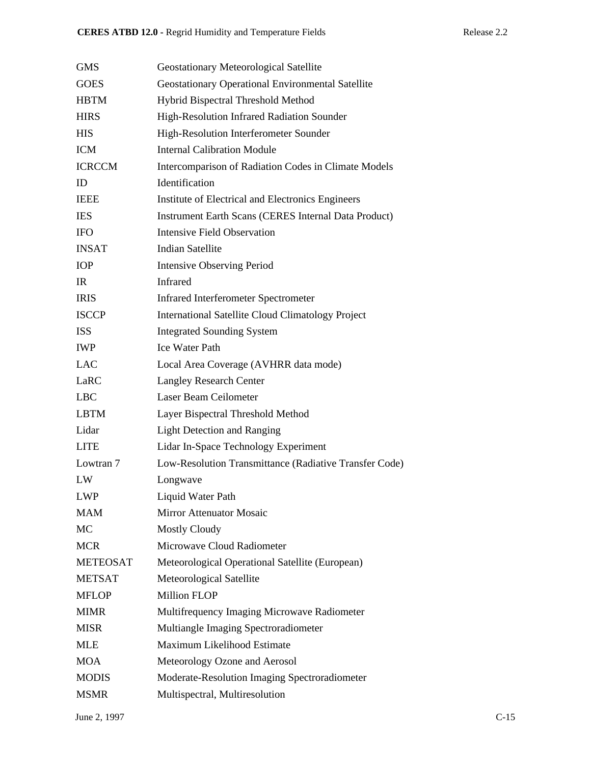| | |
|---|---|
| GMS | Geostationary Meteorological Satellite |
| GOES | Geostationary Operational Environmental Satellite |
| HBTM | Hybrid Bispectral Threshold Method |
| HIRS | High-Resolution Infrared Radiation Sounder |
| HIS | High-Resolution Interferometer Sounder |
| ICM | Internal Calibration Module |
| ICRCCM | Intercomparison of Radiation Codes in Climate Models |
| ID | Identification |
| IEEE | Institute of Electrical and Electronics Engineers |
| IES | Instrument Earth Scans (CERES Internal Data Product) |
| IFO | Intensive Field Observation |
| INSAT | Indian Satellite |
| IOP | Intensive Observing Period |
| IR | Infrared |
| IRIS | Infrared Interferometer Spectrometer |
| ISCCP | International Satellite Cloud Climatology Project |
| ISS | Integrated Sounding System |
| IWP | Ice Water Path |
| LAC | Local Area Coverage (AVHRR data mode) |
| LaRC | Langley Research Center |
| LBC | Laser Beam Ceilometer |
| LBTM | Layer Bispectral Threshold Method |
| Lidar | Light Detection and Ranging |
| LITE | Lidar In-Space Technology Experiment |
| Lowtran 7 | Low-Resolution Transmittance (Radiative Transfer Code) |
| LW | Longwave |
| LWP | Liquid Water Path |
| MAM | Mirror Attenuator Mosaic |
| MC | Mostly Cloudy |
| MCR | Microwave Cloud Radiometer |
| METEOSAT | Meteorological Operational Satellite (European) |
| METSAT | Meteorological Satellite |
| MFLOP | Million FLOP |
| MIMR | Multifrequency Imaging Microwave Radiometer |
| MISR | Multiangle Imaging Spectroradiometer |
| MLE | Maximum Likelihood Estimate |
| MOA | Meteorology Ozone and Aerosol |
| MODIS | Moderate-Resolution Imaging Spectroradiometer |
| MSMR | Multispectral, Multiresolution |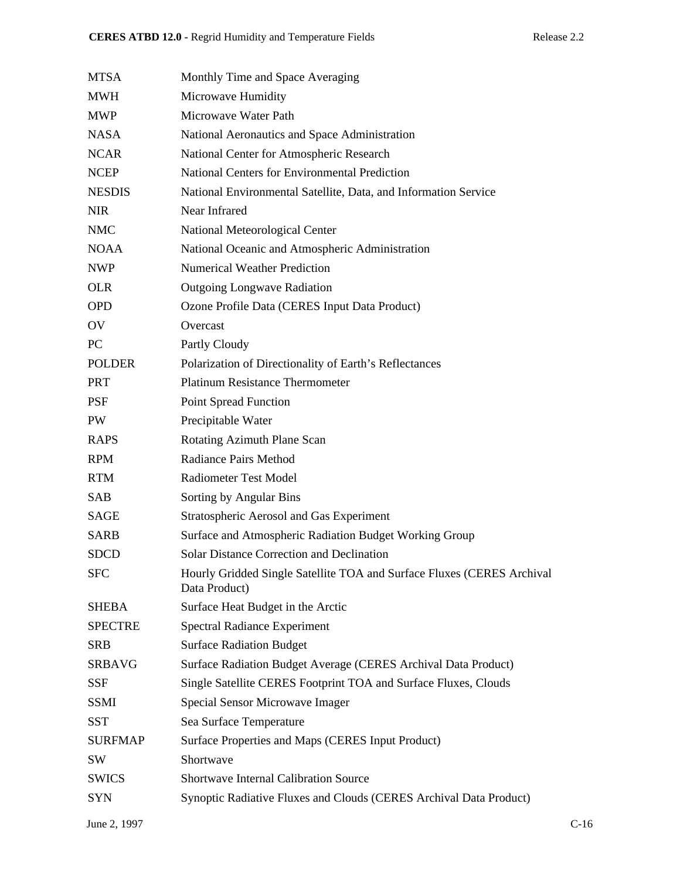| | |
|---|---|
| MTSA | Monthly Time and Space Averaging |
| MWH | Microwave Humidity |
| MWP | Microwave Water Path |
| NASA | National Aeronautics and Space Administration |
| NCAR | National Center for Atmospheric Research |
| NCEP | National Centers for Environmental Prediction |
| NESDIS | National Environmental Satellite, Data, and Information Service |
| NIR | Near Infrared |
| NMC | National Meteorological Center |
| NOAA | National Oceanic and Atmospheric Administration |
| NWP | Numerical Weather Prediction |
| OLR | Outgoing Longwave Radiation |
| OPD | Ozone Profile Data (CERES Input Data Product) |
| OV | Overcast |
| PC | Partly Cloudy |
| POLDER | Polarization of Directionality of Earth's Reflectances |
| PRT | Platinum Resistance Thermometer |
| PSF | Point Spread Function |
| PW | Precipitable Water |
| RAPS | Rotating Azimuth Plane Scan |
| RPM | Radiance Pairs Method |
| RTM | Radiometer Test Model |
| SAB | Sorting by Angular Bins |
| SAGE | Stratospheric Aerosol and Gas Experiment |
| SARB | Surface and Atmospheric Radiation Budget Working Group |
| SDCD | Solar Distance Correction and Declination |
| SFC | Hourly Gridded Single Satellite TOA and Surface Fluxes (CERES Archival Data Product) |
| SHEBA | Surface Heat Budget in the Arctic |
| SPECTRE | Spectral Radiance Experiment |
| SRB | Surface Radiation Budget |
| SRBAVG | Surface Radiation Budget Average (CERES Archival Data Product) |
| SSF | Single Satellite CERES Footprint TOA and Surface Fluxes, Clouds |
| SSMI | Special Sensor Microwave Imager |
| SST | Sea Surface Temperature |
| SURFMAP | Surface Properties and Maps (CERES Input Product) |
| SW | Shortwave |
| SWICS | Shortwave Internal Calibration Source |
| SYN | Synoptic Radiative Fluxes and Clouds (CERES Archival Data Product) |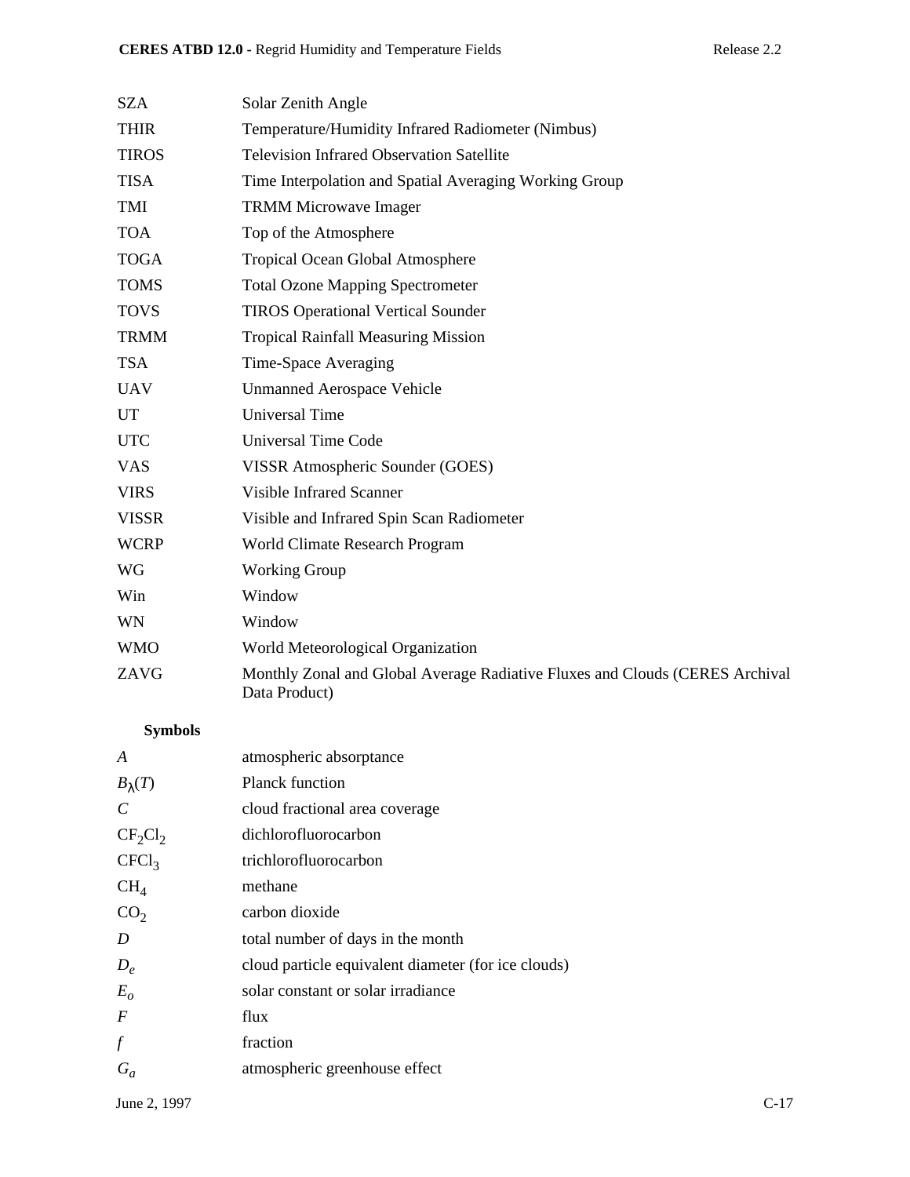| | |
|---|---|
| SZA | Solar Zenith Angle |
| THIR | Temperature/Humidity Infrared Radiometer (Nimbus) |
| TIROS | Television Infrared Observation Satellite |
| TISA | Time Interpolation and Spatial Averaging Working Group |
| TMI | TRMM Microwave Imager |
| TOA | Top of the Atmosphere |
| TOGA | Tropical Ocean Global Atmosphere |
| TOMS | Total Ozone Mapping Spectrometer |
| TOVS | TIROS Operational Vertical Sounder |
| TRMM | Tropical Rainfall Measuring Mission |
| TSA | Time-Space Averaging |
| UAV | Unmanned Aerospace Vehicle |
| UT | Universal Time |
| UTC | Universal Time Code |
| VAS | VISSR Atmospheric Sounder (GOES) |
| VIRS | Visible Infrared Scanner |
| VISSR | Visible and Infrared Spin Scan Radiometer |
| WCRP | World Climate Research Program |
| WG | Working Group |
| Win | Window |
| WN | Window |
| WMO | World Meteorological Organization |
| ZAVG | Monthly Zonal and Global Average Radiative Fluxes and Clouds (CERES Archival Data Product) |

**Symbols**

| | |
|---|---|
| $A$ | atmospheric absorptance |
| $B_{\lambda}(T)$ | Planck function |
| $C$ | cloud fractional area coverage |
| $CF_2Cl_2$ | dichlorofluorocarbon |
| $CFCl_3$ | trichlorofluorocarbon |
| $CH_4$ | methane |
| $CO_2$ | carbon dioxide |
| $D$ | total number of days in the month |
| $D_e$ | cloud particle equivalent diameter (for ice clouds) |
| $E_o$ | solar constant or solar irradiance |
| $F$ | flux |
| $f$ | fraction |
| $G_a$ | atmospheric greenhouse effect |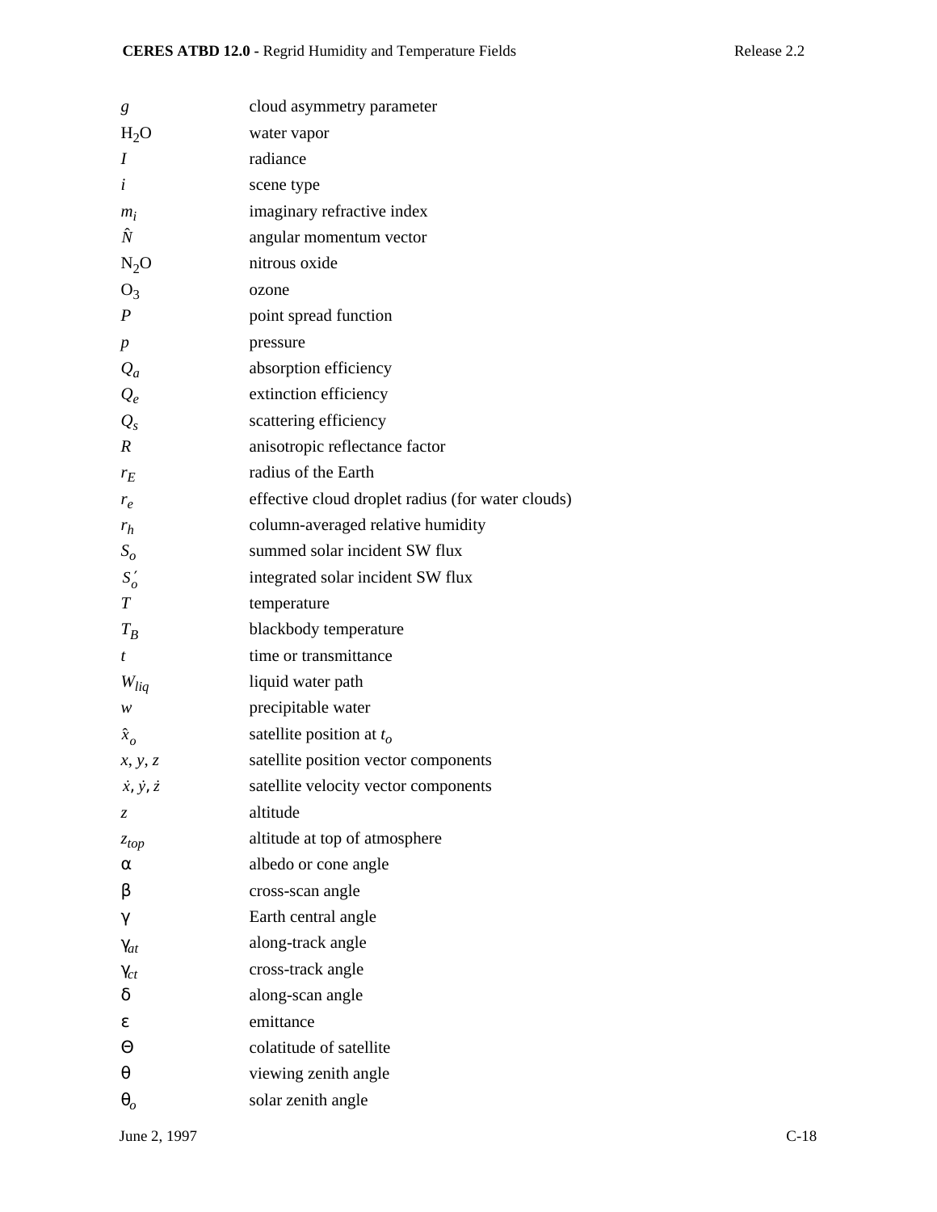| | |
|---|---|
| $g$ | cloud asymmetry parameter |
| $H_2O$ | water vapor |
| $I$ | radiance |
| $i$ | scene type |
| $m_i$ | imaginary refractive index |
| $\hat{N}$ | angular momentum vector |
| $N_2O$ | nitrous oxide |
| $O_3$ | ozone |
| $P$ | point spread function |
| $p$ | pressure |
| $Q_a$ | absorption efficiency |
| $Q_e$ | extinction efficiency |
| $Q_s$ | scattering efficiency |
| $R$ | anisotropic reflectance factor |
| $r_E$ | radius of the Earth |
| $r_e$ | effective cloud droplet radius (for water clouds) |
| $r_h$ | column-averaged relative humidity |
| $S_o$ | summed solar incident SW flux |
| $S_o'$ | integrated solar incident SW flux |
| $T$ | temperature |
| $T_B$ | blackbody temperature |
| $t$ | time or transmittance |
| $W_{liq}$ | liquid water path |
| $w$ | precipitable water |
| $\hat{x}_o$ | satellite position at $t_o$ |
| $x, y, z$ | satellite position vector components |
| $\dot{x}, \dot{y}, \dot{z}$ | satellite velocity vector components |
| $z$ | altitude |
| $z_{top}$ | altitude at top of atmosphere |
| $\alpha$ | albedo or cone angle |
| $\beta$ | cross-scan angle |
| $\gamma$ | Earth central angle |
| $\gamma_{at}$ | along-track angle |
| $\gamma_{ct}$ | cross-track angle |
| $\delta$ | along-scan angle |
| $\varepsilon$ | emittance |
| $\Theta$ | colatitude of satellite |
| $\theta$ | viewing zenith angle |
| $\theta_o$ | solar zenith angle |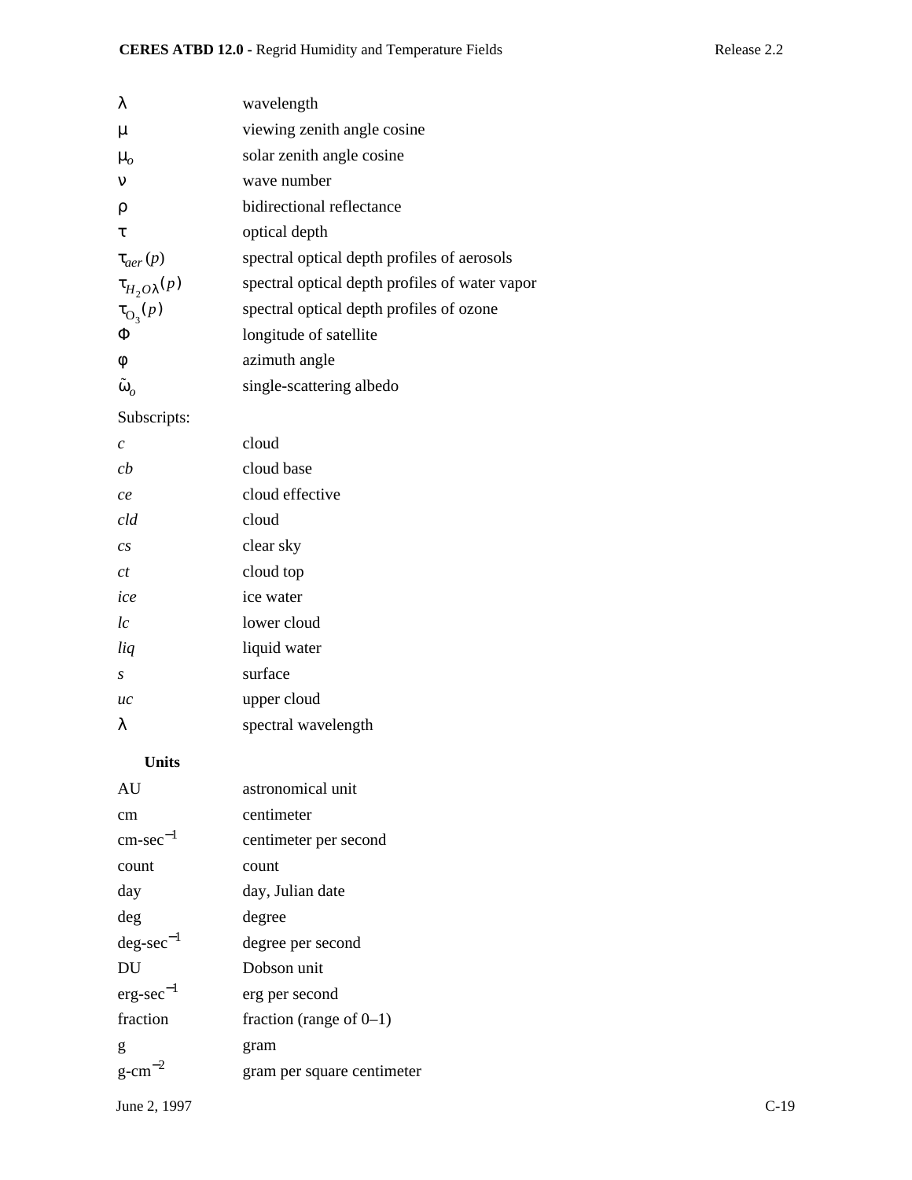| | |
|---|---|
| $\lambda$ | wavelength |
| $\mu$ | viewing zenith angle cosine |
| $\mu_o$ | solar zenith angle cosine |
| $\nu$ | wave number |
| $\rho$ | bidirectional reflectance |
| $\tau$ | optical depth |
| $\tau_{aer}(p)$ | spectral optical depth profiles of aerosols |
| $\tau_{H_2O\lambda}(p)$ | spectral optical depth profiles of water vapor |
| $\tau_{O_3}(p)$ | spectral optical depth profiles of ozone |
| $\Phi$ | longitude of satellite |
| $\phi$ | azimuth angle |
| $\tilde{\omega}_o$ | single-scattering albedo |

Subscripts:

| | |
|---|---|
| *c* | cloud |
| *cb* | cloud base |
| *ce* | cloud effective |
| *cld* | cloud |
| *cs* | clear sky |
| *ct* | cloud top |
| *ice* | ice water |
| *lc* | lower cloud |
| *liq* | liquid water |
| *s* | surface |
| *uc* | upper cloud |
| $\lambda$ | spectral wavelength |

**Units**

| | |
|---|---|
| AU | astronomical unit |
| cm | centimeter |
| cm-sec$^{-1}$ | centimeter per second |
| count | count |
| day | day, Julian date |
| deg | degree |
| deg-sec$^{-1}$ | degree per second |
| DU | Dobson unit |
| erg-sec$^{-1}$ | erg per second |
| fraction | fraction (range of 0–1) |
| g | gram |
| g-cm$^{-2}$ | gram per square centimeter |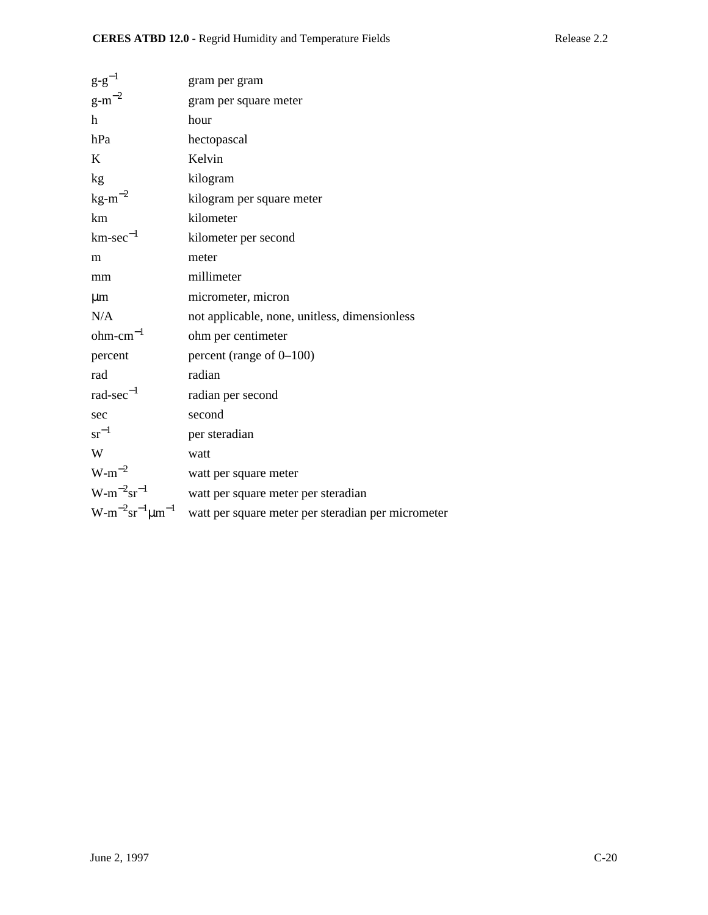| | |
|---|---|
| g-g$^{-1}$ | gram per gram |
| g-m$^{-2}$ | gram per square meter |
| h | hour |
| hPa | hectopascal |
| K | Kelvin |
| kg | kilogram |
| kg-m$^{-2}$ | kilogram per square meter |
| km | kilometer |
| km-sec$^{-1}$ | kilometer per second |
| m | meter |
| mm | millimeter |
| μm | micrometer, micron |
| N/A | not applicable, none, unitless, dimensionless |
| ohm-cm$^{-1}$ | ohm per centimeter |
| percent | percent (range of 0–100) |
| rad | radian |
| rad-sec$^{-1}$ | radian per second |
| sec | second |
| sr$^{-1}$ | per steradian |
| W | watt |
| W-m$^{-2}$ | watt per square meter |
| W-m$^{-2}$sr$^{-1}$ | watt per square meter per steradian |
| W-m$^{-2}$sr$^{-1}$μm$^{-1}$ | watt per square meter per steradian per micrometer |